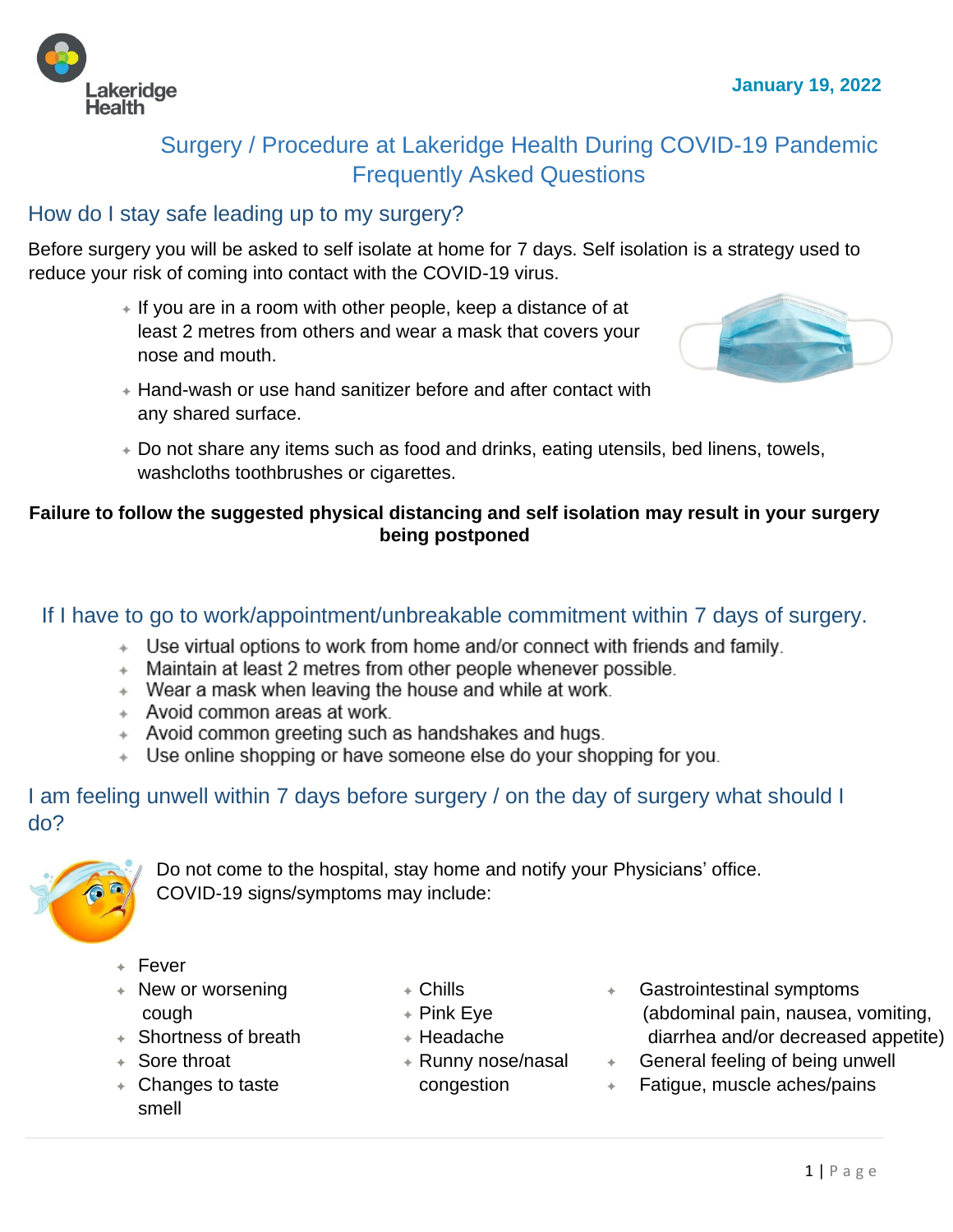January 19, 2022

# Surgery / Procedure at Lakeridge Health During COVID-19 Pandemic Frequently Asked Questions

## How do I stay safe leading up to my surgery?

Before surgery you will be asked to self isolate at home for 7 days. Self isolation is a strategy used to reduce your risk of coming into contact with the COVID-19 virus.

- If you are in a room with other people, keep a distance of at least 2 metres from others and wear a mask that covers your nose and mouth.
- Hand-wash or use hand sanitizer before and after contact with any shared surface.
- Do not share any items such as food and drinks, eating utensils, bed linens, towels, washcloths toothbrushes or cigarettes.

**Failure to follow the suggested physical distancing and self isolation may result in your surgery being postponed**

## If I have to go to work/appointment/unbreakable commitment within 7 days of surgery.

- Use virtual options to work from home and/or connect with friends and family.
- Maintain at least 2 metres from other people whenever possible.
- Wear a mask when leaving the house and while at work.
- Avoid common areas at work.
- Avoid common greeting such as handshakes and hugs.
- Use online shopping or have someone else do your shopping for you.

## I am feeling unwell within 7 days before surgery / on the day of surgery what should I do?

Do not come to the hospital, stay home and notify your Physicians' office. COVID-19 signs/symptoms may include:

- Fever
- New or worsening cough
- Shortness of breath
- Sore throat
- Changes to taste smell
- Chills
- Pink Eye
- Headache
- Runny nose/nasal congestion
- Gastrointestinal symptoms (abdominal pain, nausea, vomiting, diarrhea and/or decreased appetite)
- General feeling of being unwell
- Fatigue, muscle aches/pains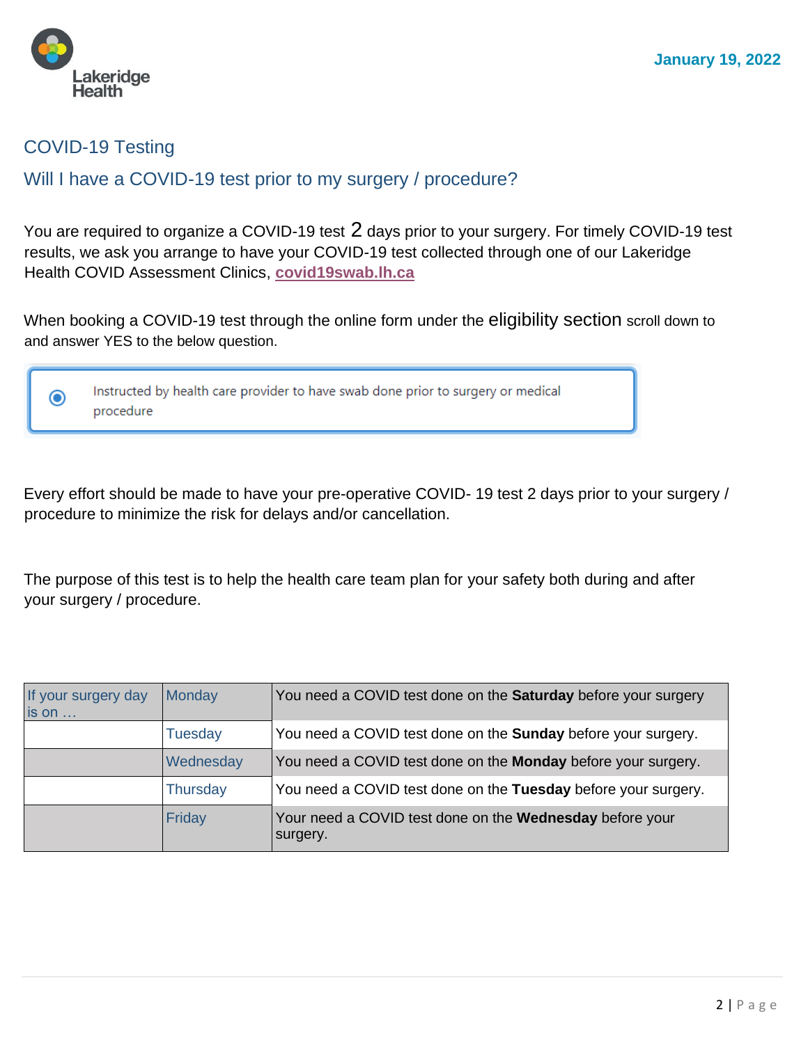January 19, 2022

## COVID-19 Testing

### Will I have a COVID-19 test prior to my surgery / procedure?

You are required to organize a COVID-19 test 2 days prior to your surgery. For timely COVID-19 test results, we ask you arrange to have your COVID-19 test collected through one of our Lakeridge Health COVID Assessment Clinics, **covid19swab.lh.ca**

When booking a COVID-19 test through the online form under the eligibility section scroll down to and answer YES to the below question.

> ◉ Instructed by health care provider to have swab done prior to surgery or medical procedure

Every effort should be made to have your pre-operative COVID- 19 test 2 days prior to your surgery / procedure to minimize the risk for delays and/or cancellation.

The purpose of this test is to help the health care team plan for your safety both during and after your surgery / procedure.

| If your surgery day is on … | Monday | You need a COVID test done on the **Saturday** before your surgery |
|---|---|---|
| | Tuesday | You need a COVID test done on the **Sunday** before your surgery. |
| | Wednesday | You need a COVID test done on the **Monday** before your surgery. |
| | Thursday | You need a COVID test done on the **Tuesday** before your surgery. |
| | Friday | Your need a COVID test done on the **Wednesday** before your surgery. |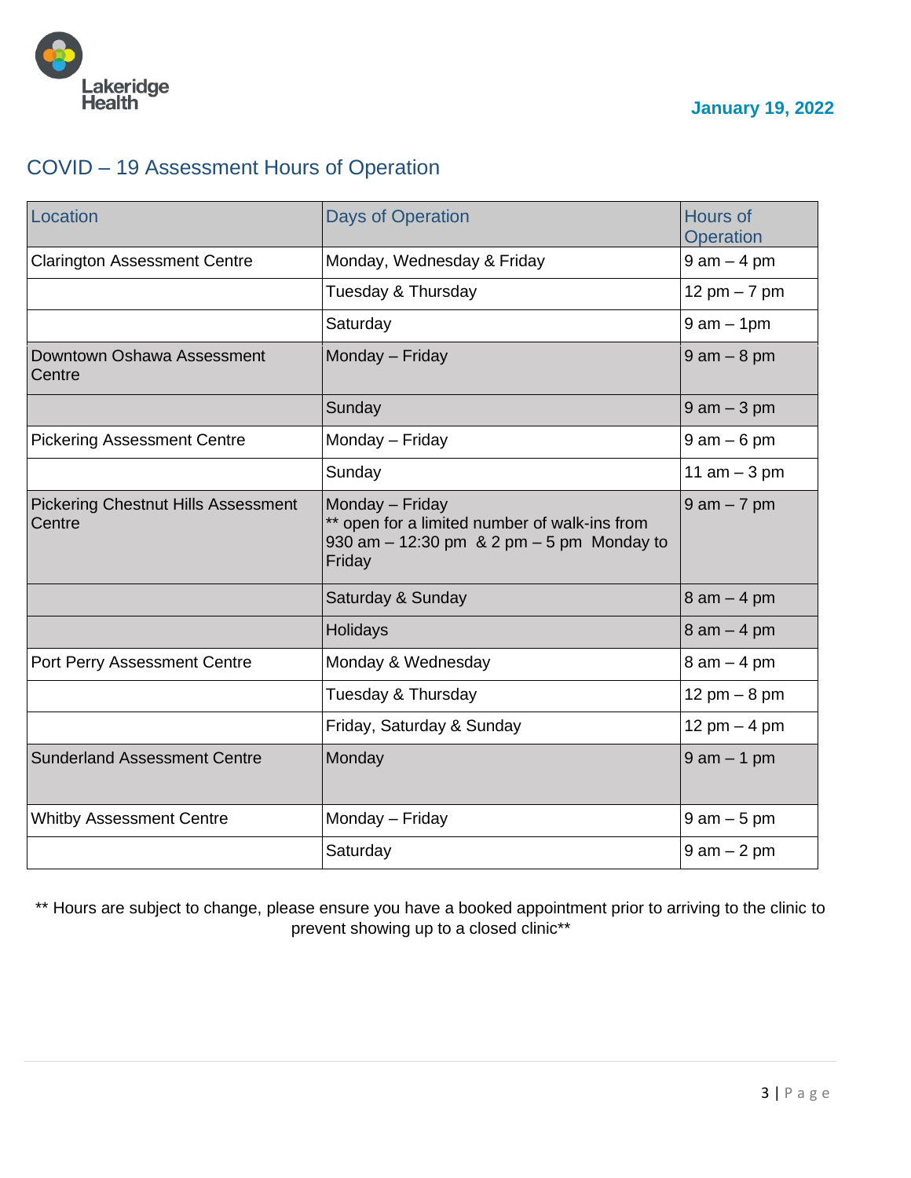January 19, 2022

## COVID – 19 Assessment Hours of Operation

| Location | Days of Operation | Hours of Operation |
|---|---|---|
| Clarington Assessment Centre | Monday, Wednesday & Friday | 9 am – 4 pm |
| | Tuesday & Thursday | 12 pm – 7 pm |
| | Saturday | 9 am – 1pm |
| Downtown Oshawa Assessment Centre | Monday – Friday | 9 am – 8 pm |
| | Sunday | 9 am – 3 pm |
| Pickering Assessment Centre | Monday – Friday | 9 am – 6 pm |
| | Sunday | 11 am – 3 pm |
| Pickering Chestnut Hills Assessment Centre | Monday – Friday<br>** open for a limited number of walk-ins from 930 am – 12:30 pm & 2 pm – 5 pm Monday to Friday | 9 am – 7 pm |
| | Saturday & Sunday | 8 am – 4 pm |
| | Holidays | 8 am – 4 pm |
| Port Perry Assessment Centre | Monday & Wednesday | 8 am – 4 pm |
| | Tuesday & Thursday | 12 pm – 8 pm |
| | Friday, Saturday & Sunday | 12 pm – 4 pm |
| Sunderland Assessment Centre | Monday | 9 am – 1 pm |
| Whitby Assessment Centre | Monday – Friday | 9 am – 5 pm |
| | Saturday | 9 am – 2 pm |

** Hours are subject to change, please ensure you have a booked appointment prior to arriving to the clinic to prevent showing up to a closed clinic**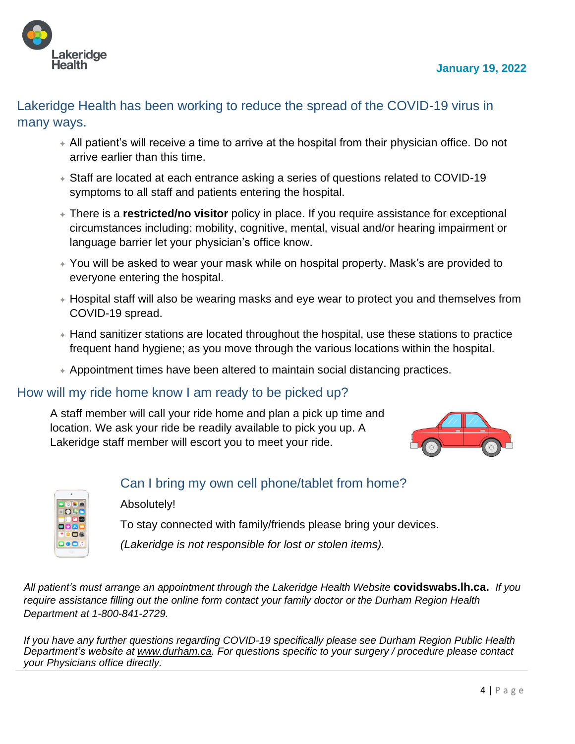January 19, 2022

## Lakeridge Health has been working to reduce the spread of the COVID-19 virus in many ways.

- All patient's will receive a time to arrive at the hospital from their physician office. Do not arrive earlier than this time.
- Staff are located at each entrance asking a series of questions related to COVID-19 symptoms to all staff and patients entering the hospital.
- There is a **restricted/no visitor** policy in place. If you require assistance for exceptional circumstances including: mobility, cognitive, mental, visual and/or hearing impairment or language barrier let your physician's office know.
- You will be asked to wear your mask while on hospital property. Mask's are provided to everyone entering the hospital.
- Hospital staff will also be wearing masks and eye wear to protect you and themselves from COVID-19 spread.
- Hand sanitizer stations are located throughout the hospital, use these stations to practice frequent hand hygiene; as you move through the various locations within the hospital.
- Appointment times have been altered to maintain social distancing practices.

## How will my ride home know I am ready to be picked up?

A staff member will call your ride home and plan a pick up time and location. We ask your ride be readily available to pick you up. A Lakeridge staff member will escort you to meet your ride.

## Can I bring my own cell phone/tablet from home?

Absolutely!

To stay connected with family/friends please bring your devices.

*(Lakeridge is not responsible for lost or stolen items).*

*All patient's must arrange an appointment through the Lakeridge Health Website* **covidswabs.lh.ca.** *If you require assistance filling out the online form contact your family doctor or the Durham Region Health Department at 1-800-841-2729.*

*If you have any further questions regarding COVID-19 specifically please see Durham Region Public Health Department's website at www.durham.ca. For questions specific to your surgery / procedure please contact your Physicians office directly.*